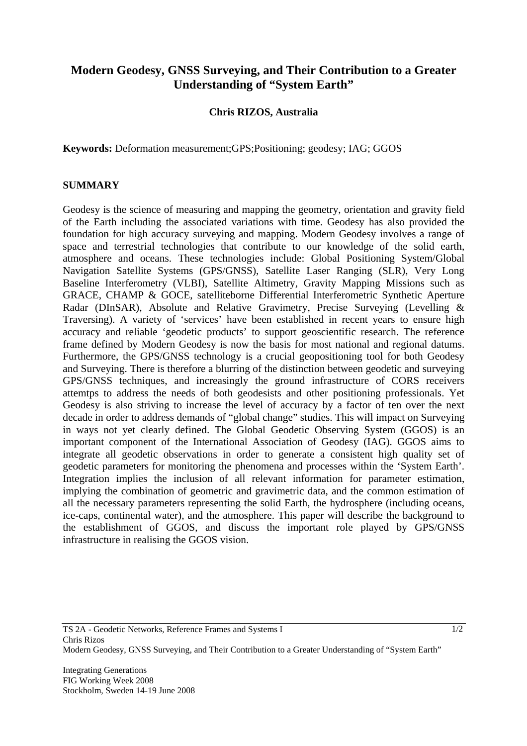# Modern Geodesy, GNSS Surveying, and Their Contribution to a Greater Understanding of "System Earth"

**Chris RIZOS, Australia**

**Keywords:** Deformation measurement;GPS;Positioning; geodesy; IAG; GGOS

## SUMMARY

Geodesy is the science of measuring and mapping the geometry, orientation and gravity field of the Earth including the associated variations with time. Geodesy has also provided the foundation for high accuracy surveying and mapping. Modern Geodesy involves a range of space and terrestrial technologies that contribute to our knowledge of the solid earth, atmosphere and oceans. These technologies include: Global Positioning System/Global Navigation Satellite Systems (GPS/GNSS), Satellite Laser Ranging (SLR), Very Long Baseline Interferometry (VLBI), Satellite Altimetry, Gravity Mapping Missions such as GRACE, CHAMP & GOCE, satelliteborne Differential Interferometric Synthetic Aperture Radar (DInSAR), Absolute and Relative Gravimetry, Precise Surveying (Levelling & Traversing). A variety of 'services' have been established in recent years to ensure high accuracy and reliable 'geodetic products' to support geoscientific research. The reference frame defined by Modern Geodesy is now the basis for most national and regional datums. Furthermore, the GPS/GNSS technology is a crucial geopositioning tool for both Geodesy and Surveying. There is therefore a blurring of the distinction between geodetic and surveying GPS/GNSS techniques, and increasingly the ground infrastructure of CORS receivers attemtps to address the needs of both geodesists and other positioning professionals. Yet Geodesy is also striving to increase the level of accuracy by a factor of ten over the next decade in order to address demands of "global change" studies. This will impact on Surveying in ways not yet clearly defined. The Global Geodetic Observing System (GGOS) is an important component of the International Association of Geodesy (IAG). GGOS aims to integrate all geodetic observations in order to generate a consistent high quality set of geodetic parameters for monitoring the phenomena and processes within the 'System Earth'. Integration implies the inclusion of all relevant information for parameter estimation, implying the combination of geometric and gravimetric data, and the common estimation of all the necessary parameters representing the solid Earth, the hydrosphere (including oceans, ice-caps, continental water), and the atmosphere. This paper will describe the background to the establishment of GGOS, and discuss the important role played by GPS/GNSS infrastructure in realising the GGOS vision.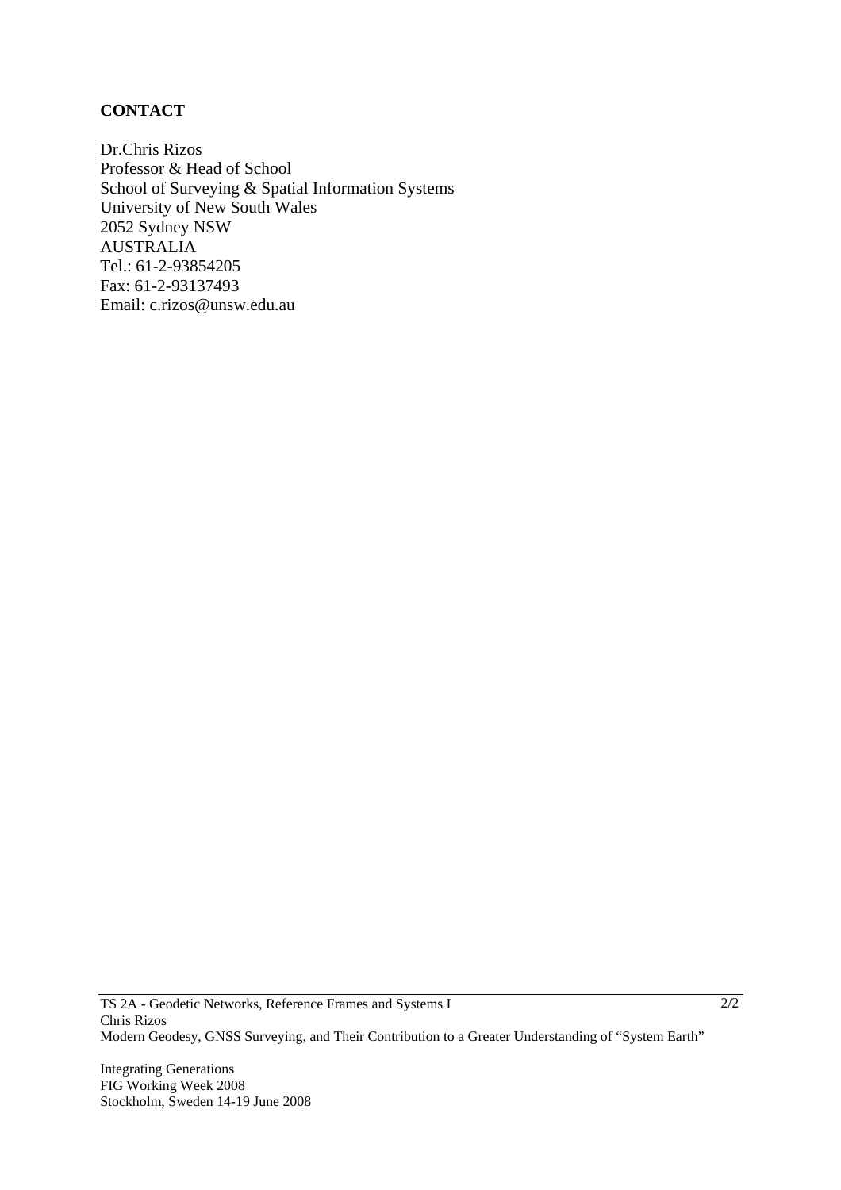**CONTACT**

Dr.Chris Rizos
Professor & Head of School
School of Surveying & Spatial Information Systems
University of New South Wales
2052 Sydney NSW
AUSTRALIA
Tel.: 61-2-93854205
Fax: 61-2-93137493
Email: c.rizos@unsw.edu.au